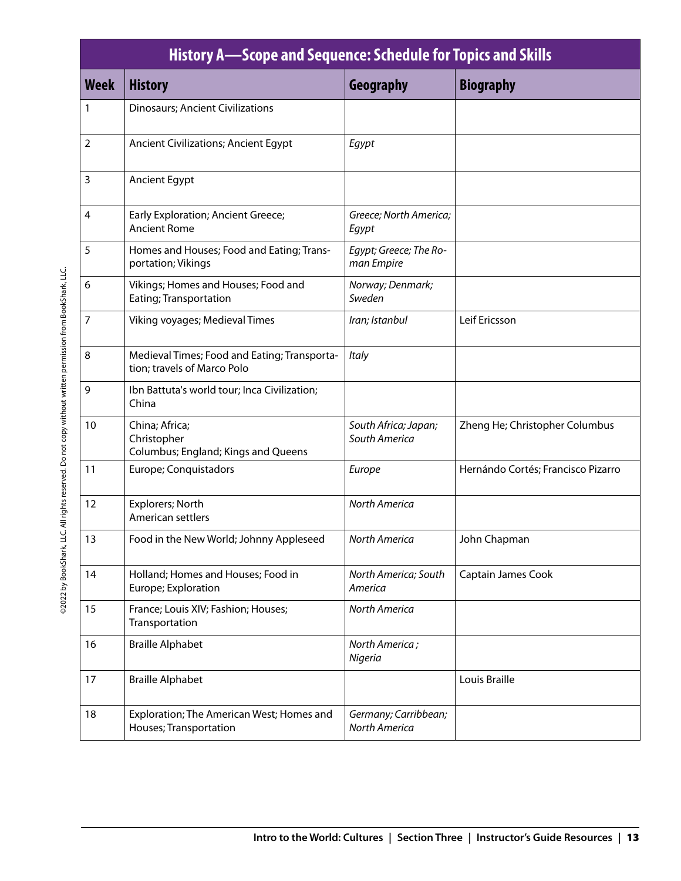| History A—Scope and Sequence: Schedule for Topics and Skills | | | |
|---|---|---|---|
| **Week** | **History** | **Geography** | **Biography** |
| 1 | Dinosaurs; Ancient Civilizations | | |
| 2 | Ancient Civilizations; Ancient Egypt | *Egypt* | |
| 3 | Ancient Egypt | | |
| 4 | Early Exploration; Ancient Greece; Ancient Rome | *Greece; North America; Egypt* | |
| 5 | Homes and Houses; Food and Eating; Transportation; Vikings | *Egypt; Greece; The Roman Empire* | |
| 6 | Vikings; Homes and Houses; Food and Eating; Transportation | *Norway; Denmark; Sweden* | |
| 7 | Viking voyages; Medieval Times | *Iran; Istanbul* | Leif Ericsson |
| 8 | Medieval Times; Food and Eating; Transportation; travels of Marco Polo | *Italy* | |
| 9 | Ibn Battuta's world tour; Inca Civilization; China | | |
| 10 | China; Africa; Christopher Columbus; England; Kings and Queens | *South Africa; Japan; South America* | Zheng He; Christopher Columbus |
| 11 | Europe; Conquistadors | *Europe* | Hernándo Cortés; Francisco Pizarro |
| 12 | Explorers; North American settlers | *North America* | |
| 13 | Food in the New World; Johnny Appleseed | *North America* | John Chapman |
| 14 | Holland; Homes and Houses; Food in Europe; Exploration | *North America; South America* | Captain James Cook |
| 15 | France; Louis XIV; Fashion; Houses; Transportation | *North America* | |
| 16 | Braille Alphabet | *North America ; Nigeria* | |
| 17 | Braille Alphabet | | Louis Braille |
| 18 | Exploration; The American West; Homes and Houses; Transportation | *Germany; Carribbean; North America* | |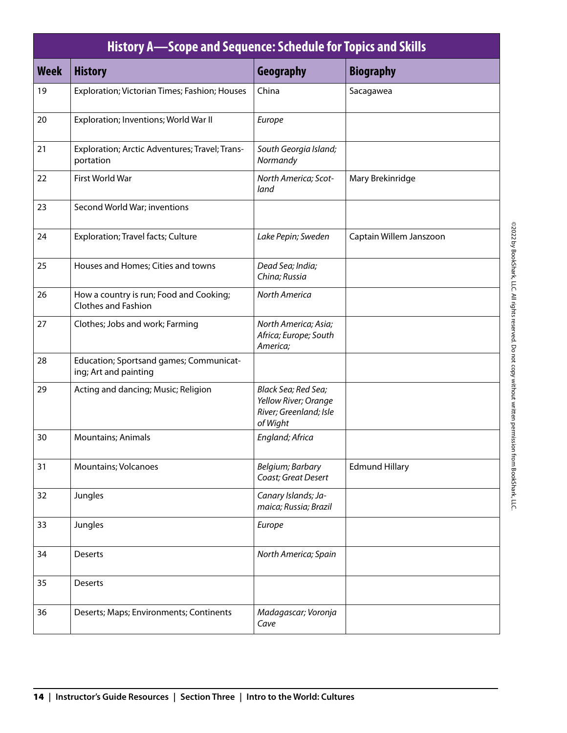## History A—Scope and Sequence: Schedule for Topics and Skills

| Week | History | Geography | Biography |
|---|---|---|---|
| 19 | Exploration; Victorian Times; Fashion; Houses | China | Sacagawea |
| 20 | Exploration; Inventions; World War II | *Europe* | |
| 21 | Exploration; Arctic Adventures; Travel; Transportation | *South Georgia Island; Normandy* | |
| 22 | First World War | *North America; Scotland* | Mary Brekinridge |
| 23 | Second World War; inventions | | |
| 24 | Exploration; Travel facts; Culture | *Lake Pepin; Sweden* | Captain Willem Janszoon |
| 25 | Houses and Homes; Cities and towns | *Dead Sea; India; China; Russia* | |
| 26 | How a country is run; Food and Cooking; Clothes and Fashion | *North America* | |
| 27 | Clothes; Jobs and work; Farming | *North America; Asia; Africa; Europe; South America;* | |
| 28 | Education; Sportsand games; Communicating; Art and painting | | |
| 29 | Acting and dancing; Music; Religion | *Black Sea; Red Sea; Yellow River; Orange River; Greenland; Isle of Wight* | |
| 30 | Mountains; Animals | *England; Africa* | |
| 31 | Mountains; Volcanoes | *Belgium; Barbary Coast; Great Desert* | Edmund Hillary |
| 32 | Jungles | *Canary Islands; Jamaica; Russia; Brazil* | |
| 33 | Jungles | *Europe* | |
| 34 | Deserts | *North America; Spain* | |
| 35 | Deserts | | |
| 36 | Deserts; Maps; Environments; Continents | *Madagascar; Voronja Cave* | |

©2022 by BookShark, LLC. All rights reserved. Do not copy without written permission from BookShark, LLC.